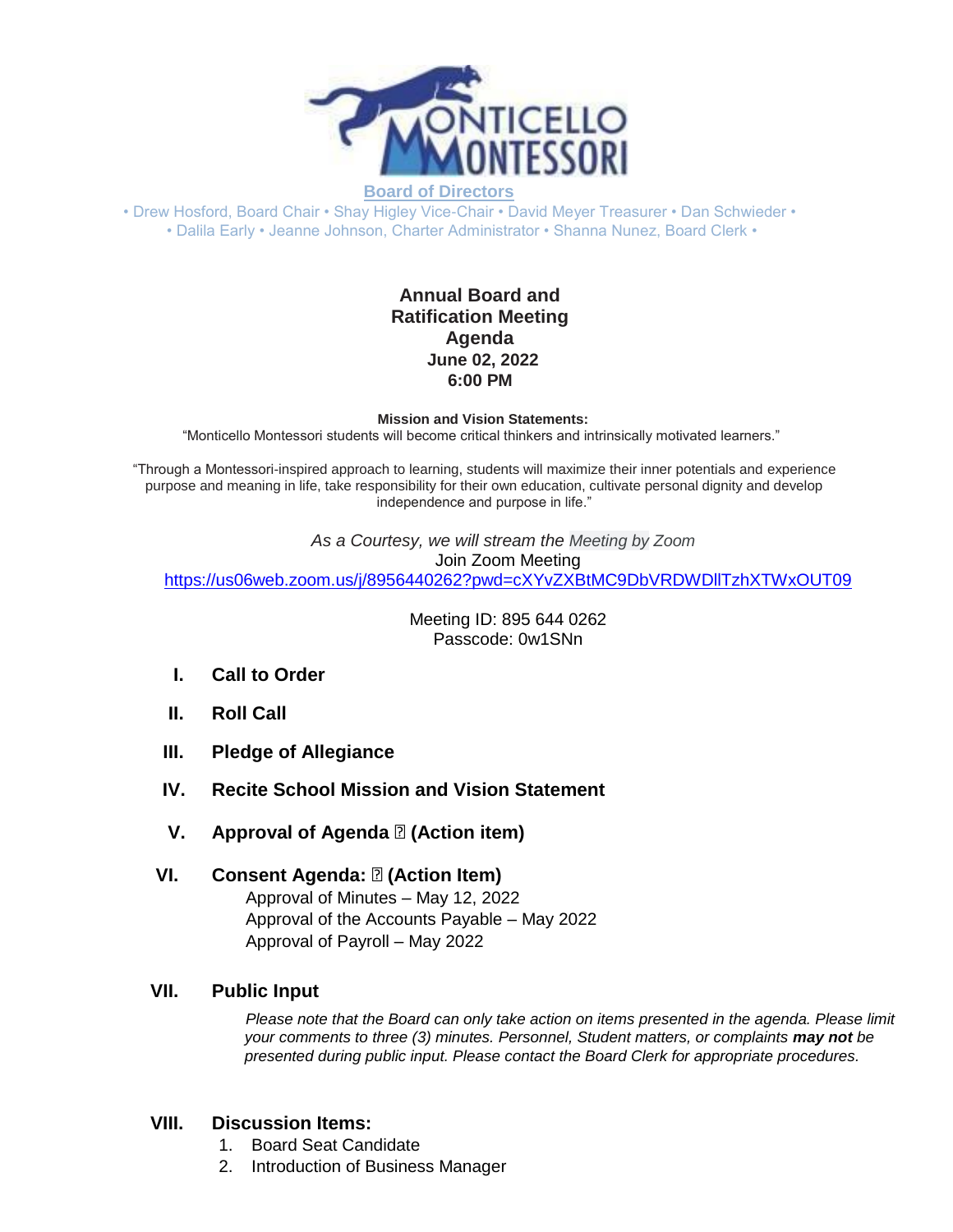**Board of Directors**

• Drew Hosford, Board Chair • Shay Higley Vice-Chair • David Meyer Treasurer • Dan Schwieder •
• Dalila Early • Jeanne Johnson, Charter Administrator • Shanna Nunez, Board Clerk •

# Annual Board and Ratification Meeting Agenda

**June 02, 2022**
**6:00 PM**

**Mission and Vision Statements:**

"Monticello Montessori students will become critical thinkers and intrinsically motivated learners."

"Through a Montessori-inspired approach to learning, students will maximize their inner potentials and experience purpose and meaning in life, take responsibility for their own education, cultivate personal dignity and develop independence and purpose in life."

*As a Courtesy, we will stream the Meeting by Zoom*

Join Zoom Meeting

https://us06web.zoom.us/j/8956440262?pwd=cXYvZXBtMC9DbVRDWDllTzhXTWxOUT09

Meeting ID: 895 644 0262
Passcode: 0w1SNn

## I. Call to Order

## II. Roll Call

## III. Pledge of Allegiance

## IV. Recite School Mission and Vision Statement

## V. Approval of Agenda ⍰ (Action item)

## VI. Consent Agenda: ⍰ (Action Item)

Approval of Minutes – May 12, 2022
Approval of the Accounts Payable – May 2022
Approval of Payroll – May 2022

## VII. Public Input

*Please note that the Board can only take action on items presented in the agenda. Please limit your comments to three (3) minutes. Personnel, Student matters, or complaints* ***may not*** *be presented during public input. Please contact the Board Clerk for appropriate procedures.*

## VIII. Discussion Items:

1. Board Seat Candidate
2. Introduction of Business Manager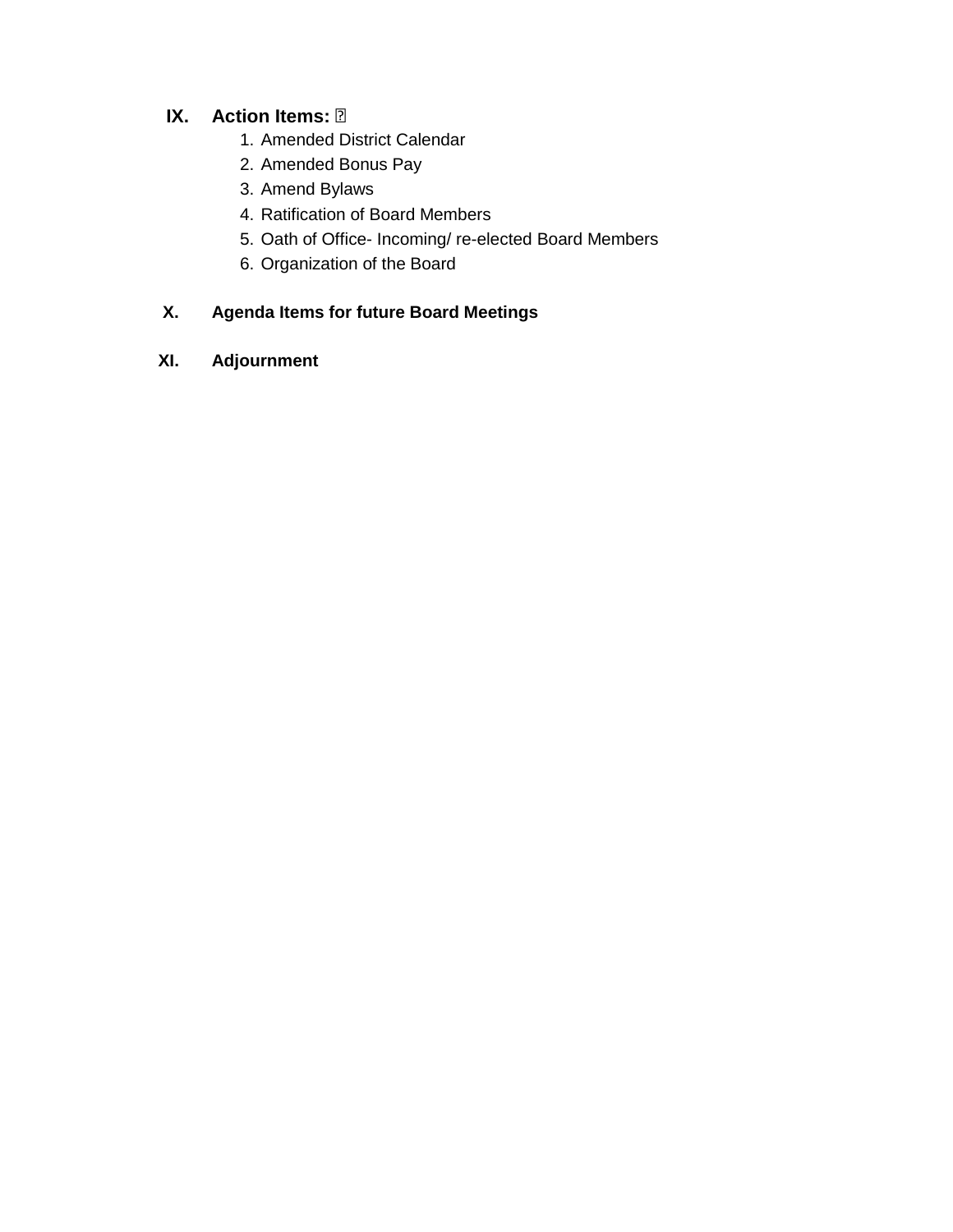**IX. Action Items:** 

1. Amended District Calendar
2. Amended Bonus Pay
3. Amend Bylaws
4. Ratification of Board Members
5. Oath of Office- Incoming/ re-elected Board Members
6. Organization of the Board

**X. Agenda Items for future Board Meetings**

**XI. Adjournment**